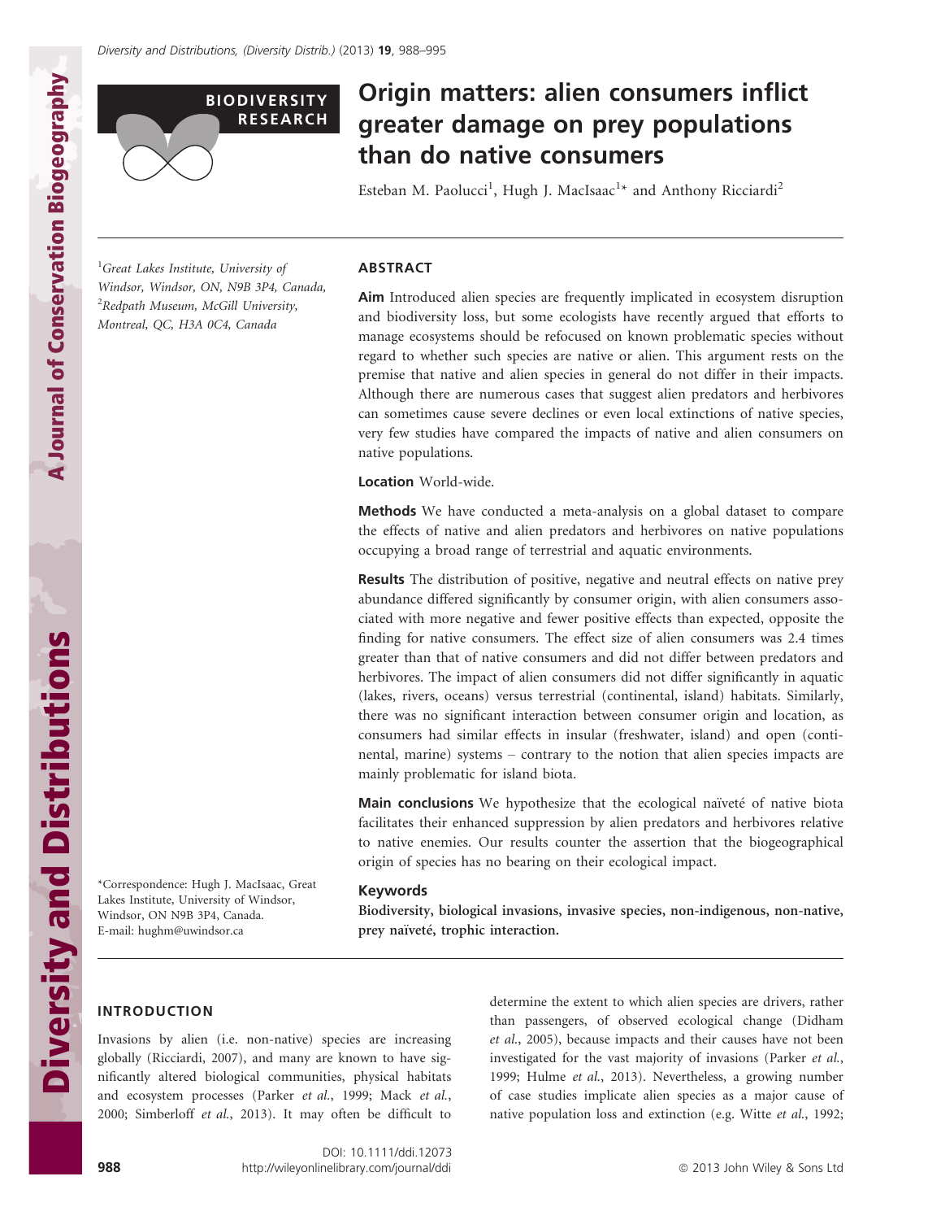BIODIVERSITY RESEARCH

# Origin matters: alien consumers inflict greater damage on prey populations than do native consumers

Esteban M. Paolucci[1], Hugh J. MacIsaac[1]* and Anthony Ricciardi[2]

[1]Great Lakes Institute, University of Windsor, Windsor, ON, N9B 3P4, Canada, [2]Redpath Museum, McGill University, Montreal, QC, H3A 0C4, Canada

*Correspondence: Hugh J. MacIsaac, Great Lakes Institute, University of Windsor, Windsor, ON N9B 3P4, Canada. E-mail: hughm@uwindsor.ca

## ABSTRACT

**Aim** Introduced alien species are frequently implicated in ecosystem disruption and biodiversity loss, but some ecologists have recently argued that efforts to manage ecosystems should be refocused on known problematic species without regard to whether such species are native or alien. This argument rests on the premise that native and alien species in general do not differ in their impacts. Although there are numerous cases that suggest alien predators and herbivores can sometimes cause severe declines or even local extinctions of native species, very few studies have compared the impacts of native and alien consumers on native populations.

**Location** World-wide.

**Methods** We have conducted a meta-analysis on a global dataset to compare the effects of native and alien predators and herbivores on native populations occupying a broad range of terrestrial and aquatic environments.

**Results** The distribution of positive, negative and neutral effects on native prey abundance differed significantly by consumer origin, with alien consumers associated with more negative and fewer positive effects than expected, opposite the finding for native consumers. The effect size of alien consumers was 2.4 times greater than that of native consumers and did not differ between predators and herbivores. The impact of alien consumers did not differ significantly in aquatic (lakes, rivers, oceans) versus terrestrial (continental, island) habitats. Similarly, there was no significant interaction between consumer origin and location, as consumers had similar effects in insular (freshwater, island) and open (continental, marine) systems – contrary to the notion that alien species impacts are mainly problematic for island biota.

**Main conclusions** We hypothesize that the ecological naïveté of native biota facilitates their enhanced suppression by alien predators and herbivores relative to native enemies. Our results counter the assertion that the biogeographical origin of species has no bearing on their ecological impact.

**Keywords**

Biodiversity, biological invasions, invasive species, non-indigenous, non-native, prey naïveté, trophic interaction.

## INTRODUCTION

Invasions by alien (i.e. non-native) species are increasing globally (Ricciardi, 2007), and many are known to have significantly altered biological communities, physical habitats and ecosystem processes (Parker *et al.*, 1999; Mack *et al.*, 2000; Simberloff *et al.*, 2013). It may often be difficult to determine the extent to which alien species are drivers, rather than passengers, of observed ecological change (Didham *et al.*, 2005), because impacts and their causes have not been investigated for the vast majority of invasions (Parker *et al.*, 1999; Hulme *et al.*, 2013). Nevertheless, a growing number of case studies implicate alien species as a major cause of native population loss and extinction (e.g. Witte *et al.*, 1992;

DOI: 10.1111/ddi.12073
http://wileyonlinelibrary.com/journal/ddi

© 2013 John Wiley & Sons Ltd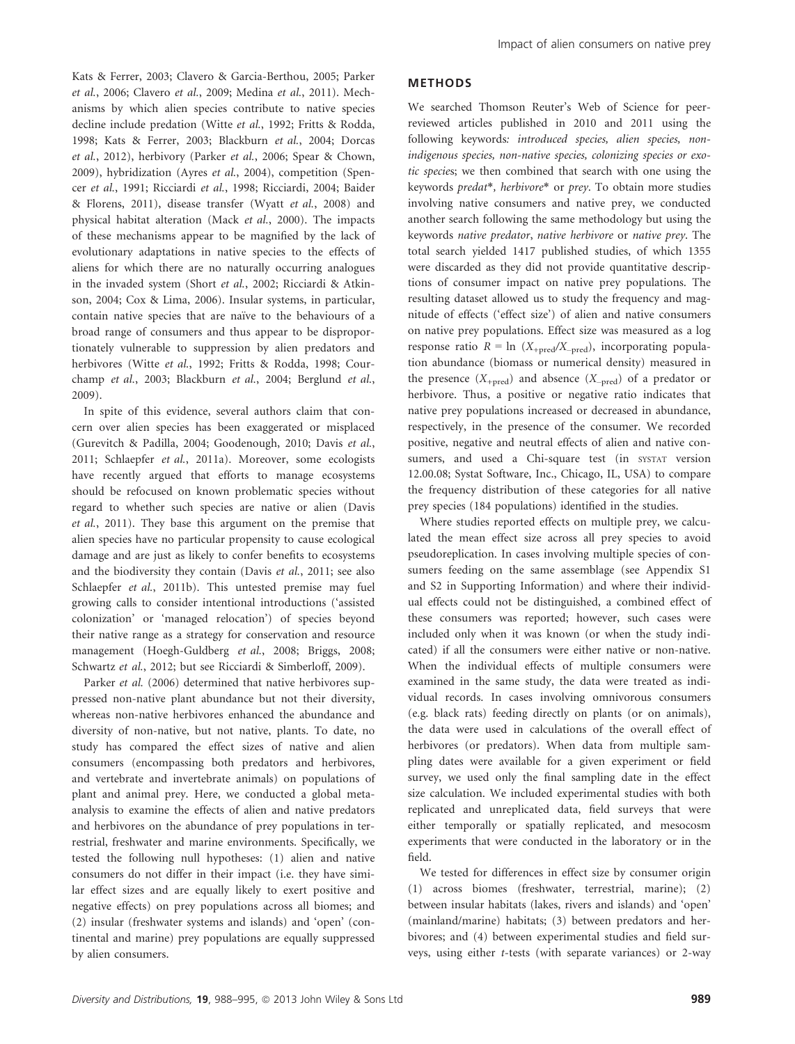Kats & Ferrer, 2003; Clavero & Garcia-Berthou, 2005; Parker *et al.*, 2006; Clavero *et al.*, 2009; Medina *et al.*, 2011). Mechanisms by which alien species contribute to native species decline include predation (Witte *et al.*, 1992; Fritts & Rodda, 1998; Kats & Ferrer, 2003; Blackburn *et al.*, 2004; Dorcas *et al.*, 2012), herbivory (Parker *et al.*, 2006; Spear & Chown, 2009), hybridization (Ayres *et al.*, 2004), competition (Spencer *et al.*, 1991; Ricciardi *et al.*, 1998; Ricciardi, 2004; Baider & Florens, 2011), disease transfer (Wyatt *et al.*, 2008) and physical habitat alteration (Mack *et al.*, 2000). The impacts of these mechanisms appear to be magnified by the lack of evolutionary adaptations in native species to the effects of aliens for which there are no naturally occurring analogues in the invaded system (Short *et al.*, 2002; Ricciardi & Atkinson, 2004; Cox & Lima, 2006). Insular systems, in particular, contain native species that are naïve to the behaviours of a broad range of consumers and thus appear to be disproportionately vulnerable to suppression by alien predators and herbivores (Witte *et al.*, 1992; Fritts & Rodda, 1998; Courchamp *et al.*, 2003; Blackburn *et al.*, 2004; Berglund *et al.*, 2009).

In spite of this evidence, several authors claim that concern over alien species has been exaggerated or misplaced (Gurevitch & Padilla, 2004; Goodenough, 2010; Davis *et al.*, 2011; Schlaepfer *et al.*, 2011a). Moreover, some ecologists have recently argued that efforts to manage ecosystems should be refocused on known problematic species without regard to whether such species are native or alien (Davis *et al.*, 2011). They base this argument on the premise that alien species have no particular propensity to cause ecological damage and are just as likely to confer benefits to ecosystems and the biodiversity they contain (Davis *et al.*, 2011; see also Schlaepfer *et al.*, 2011b). This untested premise may fuel growing calls to consider intentional introductions ('assisted colonization' or 'managed relocation') of species beyond their native range as a strategy for conservation and resource management (Hoegh-Guldberg *et al.*, 2008; Briggs, 2008; Schwartz *et al.*, 2012; but see Ricciardi & Simberloff, 2009).

Parker *et al.* (2006) determined that native herbivores suppressed non-native plant abundance but not their diversity, whereas non-native herbivores enhanced the abundance and diversity of non-native, but not native, plants. To date, no study has compared the effect sizes of native and alien consumers (encompassing both predators and herbivores, and vertebrate and invertebrate animals) on populations of plant and animal prey. Here, we conducted a global meta-analysis to examine the effects of alien and native predators and herbivores on the abundance of prey populations in terrestrial, freshwater and marine environments. Specifically, we tested the following null hypotheses: (1) alien and native consumers do not differ in their impact (i.e. they have similar effect sizes and are equally likely to exert positive and negative effects) on prey populations across all biomes; and (2) insular (freshwater systems and islands) and 'open' (continental and marine) prey populations are equally suppressed by alien consumers.

## METHODS

We searched Thomson Reuter's Web of Science for peer-reviewed articles published in 2010 and 2011 using the following keywords: *introduced species, alien species, non-indigenous species, non-native species, colonizing species or exotic species*; we then combined that search with one using the keywords *predat\**, *herbivore\** or *prey*. To obtain more studies involving native consumers and native prey, we conducted another search following the same methodology but using the keywords *native predator*, *native herbivore* or *native prey*. The total search yielded 1417 published studies, of which 1355 were discarded as they did not provide quantitative descriptions of consumer impact on native prey populations. The resulting dataset allowed us to study the frequency and magnitude of effects ('effect size') of alien and native consumers on native prey populations. Effect size was measured as a log response ratio $R = \ln\,(X_{+\text{pred}}/X_{-\text{pred}})$, incorporating population abundance (biomass or numerical density) measured in the presence ($X_{+\text{pred}}$) and absence ($X_{-\text{pred}}$) of a predator or herbivore. Thus, a positive or negative ratio indicates that native prey populations increased or decreased in abundance, respectively, in the presence of the consumer. We recorded positive, negative and neutral effects of alien and native consumers, and used a Chi-square test (in SYSTAT version 12.00.08; Systat Software, Inc., Chicago, IL, USA) to compare the frequency distribution of these categories for all native prey species (184 populations) identified in the studies.

Where studies reported effects on multiple prey, we calculated the mean effect size across all prey species to avoid pseudoreplication. In cases involving multiple species of consumers feeding on the same assemblage (see Appendix S1 and S2 in Supporting Information) and where their individual effects could not be distinguished, a combined effect of these consumers was reported; however, such cases were included only when it was known (or when the study indicated) if all the consumers were either native or non-native. When the individual effects of multiple consumers were examined in the same study, the data were treated as individual records. In cases involving omnivorous consumers (e.g. black rats) feeding directly on plants (or on animals), the data were used in calculations of the overall effect of herbivores (or predators). When data from multiple sampling dates were available for a given experiment or field survey, we used only the final sampling date in the effect size calculation. We included experimental studies with both replicated and unreplicated data, field surveys that were either temporally or spatially replicated, and mesocosm experiments that were conducted in the laboratory or in the field.

We tested for differences in effect size by consumer origin (1) across biomes (freshwater, terrestrial, marine); (2) between insular habitats (lakes, rivers and islands) and 'open' (mainland/marine) habitats; (3) between predators and herbivores; and (4) between experimental studies and field surveys, using either *t*-tests (with separate variances) or 2-way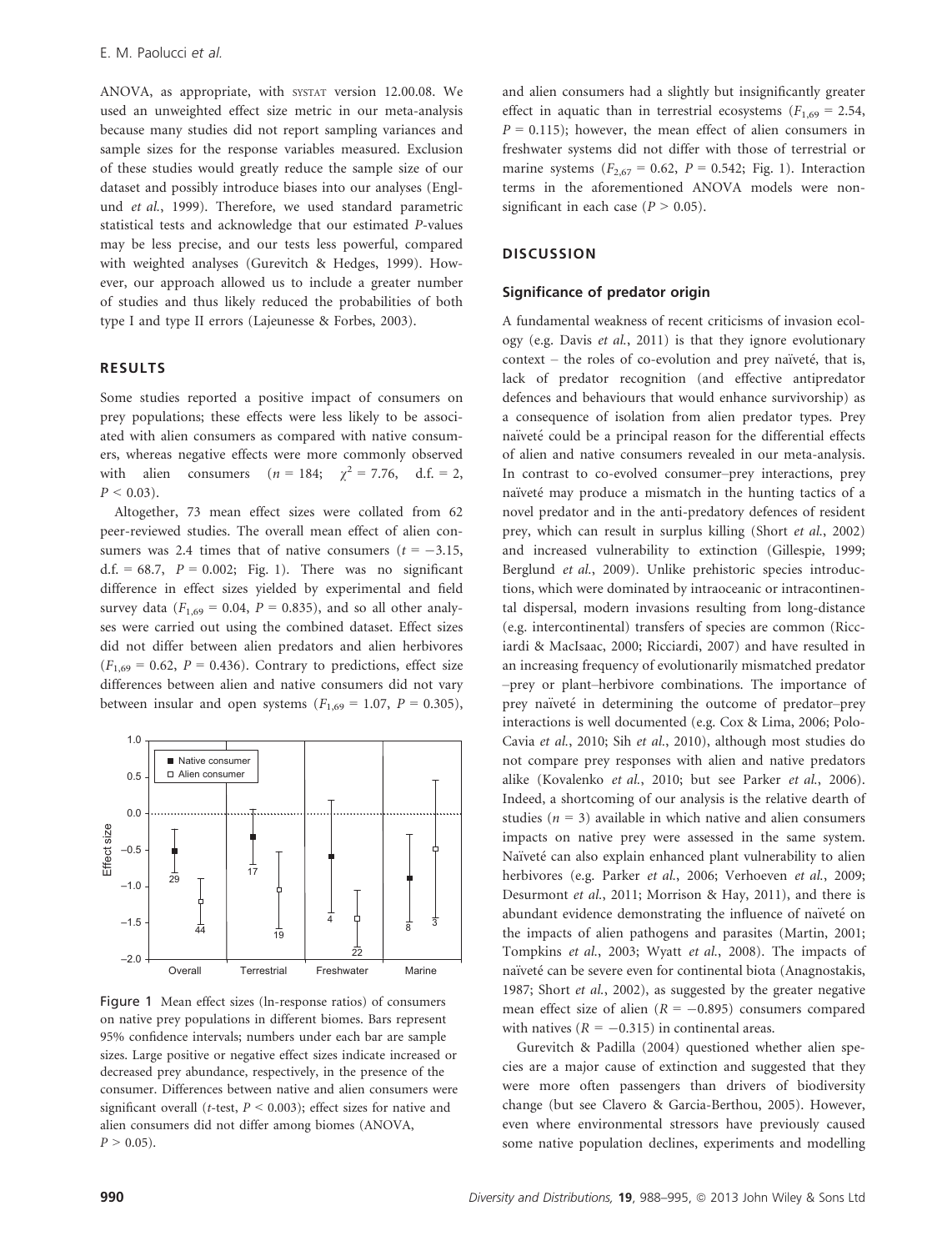ANOVA, as appropriate, with SYSTAT version 12.00.08. We used an unweighted effect size metric in our meta-analysis because many studies did not report sampling variances and sample sizes for the response variables measured. Exclusion of these studies would greatly reduce the sample size of our dataset and possibly introduce biases into our analyses (Englund *et al.*, 1999). Therefore, we used standard parametric statistical tests and acknowledge that our estimated *P*-values may be less precise, and our tests less powerful, compared with weighted analyses (Gurevitch & Hedges, 1999). However, our approach allowed us to include a greater number of studies and thus likely reduced the probabilities of both type I and type II errors (Lajeunesse & Forbes, 2003).

## RESULTS

Some studies reported a positive impact of consumers on prey populations; these effects were less likely to be associated with alien consumers as compared with native consumers, whereas negative effects were more commonly observed with alien consumers ($n = 184$; $\chi^2 = 7.76$, d.f. = 2, $P < 0.03$).

Altogether, 73 mean effect sizes were collated from 62 peer-reviewed studies. The overall mean effect of alien consumers was 2.4 times that of native consumers ($t = -3.15$, d.f. = 68.7, $P = 0.002$; Fig. 1). There was no significant difference in effect sizes yielded by experimental and field survey data ($F_{1,69} = 0.04$, $P = 0.835$), and so all other analyses were carried out using the combined dataset. Effect sizes did not differ between alien predators and alien herbivores ($F_{1,69} = 0.62$, $P = 0.436$). Contrary to predictions, effect size differences between alien and native consumers did not vary between insular and open systems ($F_{1,69} = 1.07$, $P = 0.305$), and alien consumers had a slightly but insignificantly greater effect in aquatic than in terrestrial ecosystems ($F_{1,69} = 2.54$, $P = 0.115$); however, the mean effect of alien consumers in freshwater systems did not differ with those of terrestrial or marine systems ($F_{2,67} = 0.62$, $P = 0.542$; Fig. 1). Interaction terms in the aforementioned ANOVA models were non-significant in each case ($P > 0.05$).

Figure 1 Mean effect sizes (ln-response ratios) of consumers on native prey populations in different biomes. Bars represent 95% confidence intervals; numbers under each bar are sample sizes. Large positive or negative effect sizes indicate increased or decreased prey abundance, respectively, in the presence of the consumer. Differences between native and alien consumers were significant overall (*t*-test, $P < 0.003$); effect sizes for native and alien consumers did not differ among biomes (ANOVA, $P > 0.05$).

## DISCUSSION

### Significance of predator origin

A fundamental weakness of recent criticisms of invasion ecology (e.g. Davis *et al.*, 2011) is that they ignore evolutionary context – the roles of co-evolution and prey naïveté, that is, lack of predator recognition (and effective antipredator defences and behaviours that would enhance survivorship) as a consequence of isolation from alien predator types. Prey naïveté could be a principal reason for the differential effects of alien and native consumers revealed in our meta-analysis. In contrast to co-evolved consumer–prey interactions, prey naïveté may produce a mismatch in the hunting tactics of a novel predator and in the anti-predatory defences of resident prey, which can result in surplus killing (Short *et al.*, 2002) and increased vulnerability to extinction (Gillespie, 1999; Berglund *et al.*, 2009). Unlike prehistoric species introductions, which were dominated by intraoceanic or intracontinental dispersal, modern invasions resulting from long-distance (e.g. intercontinental) transfers of species are common (Ricciardi & MacIsaac, 2000; Ricciardi, 2007) and have resulted in an increasing frequency of evolutionarily mismatched predator–prey or plant–herbivore combinations. The importance of prey naïveté in determining the outcome of predator–prey interactions is well documented (e.g. Cox & Lima, 2006; Polo-Cavia *et al.*, 2010; Sih *et al.*, 2010), although most studies do not compare prey responses with alien and native predators alike (Kovalenko *et al.*, 2010; but see Parker *et al.*, 2006). Indeed, a shortcoming of our analysis is the relative dearth of studies ($n = 3$) available in which native and alien consumers impacts on native prey were assessed in the same system. Naïveté can also explain enhanced plant vulnerability to alien herbivores (e.g. Parker *et al.*, 2006; Verhoeven *et al.*, 2009; Desurmont *et al.*, 2011; Morrison & Hay, 2011), and there is abundant evidence demonstrating the influence of naïveté on the impacts of alien pathogens and parasites (Martin, 2001; Tompkins *et al.*, 2003; Wyatt *et al.*, 2008). The impacts of naïveté can be severe even for continental biota (Anagnostakis, 1987; Short *et al.*, 2002), as suggested by the greater negative mean effect size of alien ($R = -0.895$) consumers compared with natives ($R = -0.315$) in continental areas.

Gurevitch & Padilla (2004) questioned whether alien species are a major cause of extinction and suggested that they were more often passengers than drivers of biodiversity change (but see Clavero & Garcia-Berthou, 2005). However, even where environmental stressors have previously caused some native population declines, experiments and modelling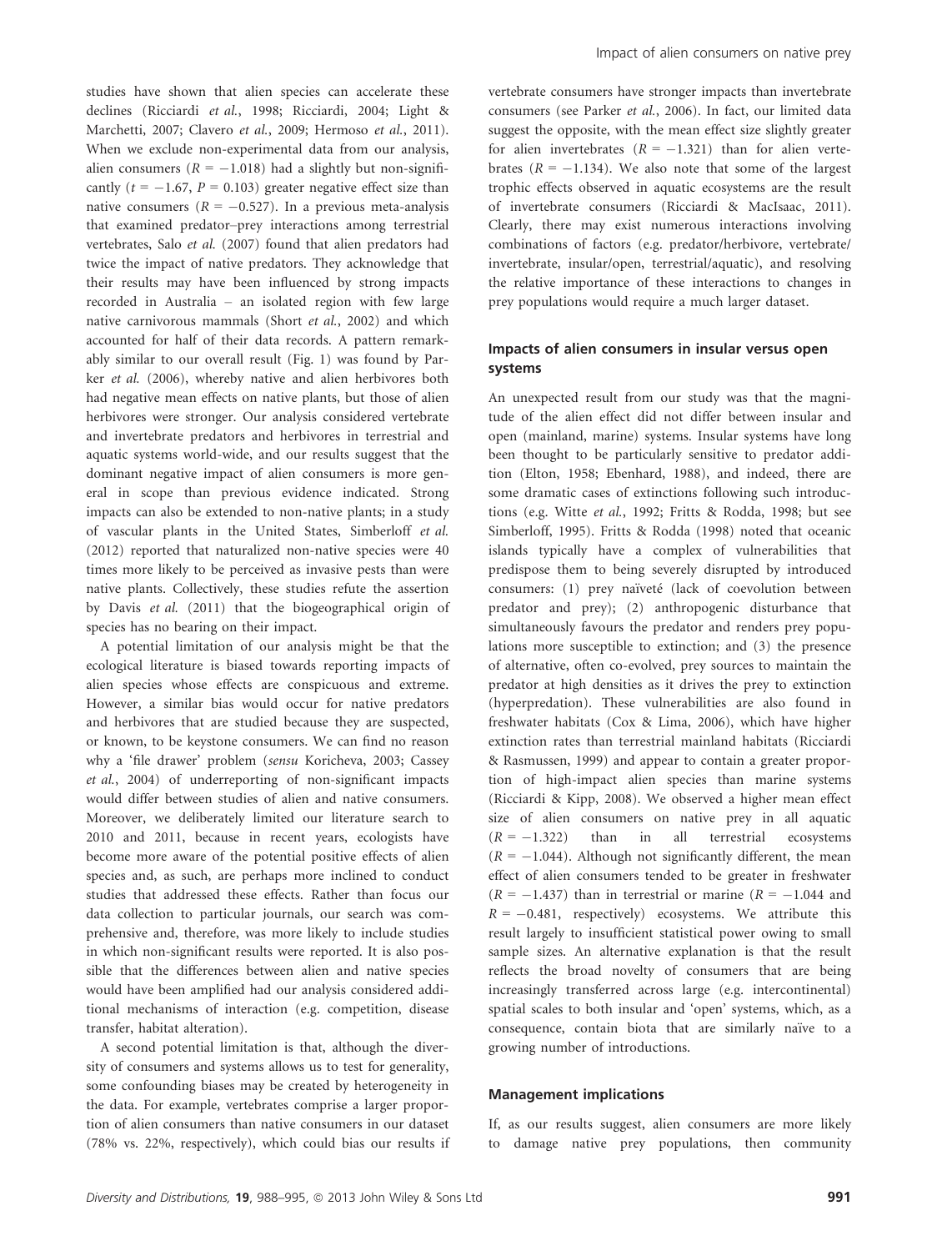studies have shown that alien species can accelerate these declines (Ricciardi *et al.*, 1998; Ricciardi, 2004; Light & Marchetti, 2007; Clavero *et al.*, 2009; Hermoso *et al.*, 2011). When we exclude non-experimental data from our analysis, alien consumers ($R = -1.018$) had a slightly but non-significantly ($t = -1.67$, $P = 0.103$) greater negative effect size than native consumers ($R = -0.527$). In a previous meta-analysis that examined predator–prey interactions among terrestrial vertebrates, Salo *et al.* (2007) found that alien predators had twice the impact of native predators. They acknowledge that their results may have been influenced by strong impacts recorded in Australia – an isolated region with few large native carnivorous mammals (Short *et al.*, 2002) and which accounted for half of their data records. A pattern remarkably similar to our overall result (Fig. 1) was found by Parker *et al.* (2006), whereby native and alien herbivores both had negative mean effects on native plants, but those of alien herbivores were stronger. Our analysis considered vertebrate and invertebrate predators and herbivores in terrestrial and aquatic systems world-wide, and our results suggest that the dominant negative impact of alien consumers is more general in scope than previous evidence indicated. Strong impacts can also be extended to non-native plants; in a study of vascular plants in the United States, Simberloff *et al.* (2012) reported that naturalized non-native species were 40 times more likely to be perceived as invasive pests than were native plants. Collectively, these studies refute the assertion by Davis *et al.* (2011) that the biogeographical origin of species has no bearing on their impact.

A potential limitation of our analysis might be that the ecological literature is biased towards reporting impacts of alien species whose effects are conspicuous and extreme. However, a similar bias would occur for native predators and herbivores that are studied because they are suspected, or known, to be keystone consumers. We can find no reason why a 'file drawer' problem (*sensu* Koricheva, 2003; Cassey *et al.*, 2004) of underreporting of non-significant impacts would differ between studies of alien and native consumers. Moreover, we deliberately limited our literature search to 2010 and 2011, because in recent years, ecologists have become more aware of the potential positive effects of alien species and, as such, are perhaps more inclined to conduct studies that addressed these effects. Rather than focus our data collection to particular journals, our search was comprehensive and, therefore, was more likely to include studies in which non-significant results were reported. It is also possible that the differences between alien and native species would have been amplified had our analysis considered additional mechanisms of interaction (e.g. competition, disease transfer, habitat alteration).

A second potential limitation is that, although the diversity of consumers and systems allows us to test for generality, some confounding biases may be created by heterogeneity in the data. For example, vertebrates comprise a larger proportion of alien consumers than native consumers in our dataset (78% vs. 22%, respectively), which could bias our results if vertebrate consumers have stronger impacts than invertebrate consumers (see Parker *et al.*, 2006). In fact, our limited data suggest the opposite, with the mean effect size slightly greater for alien invertebrates ($R = -1.321$) than for alien vertebrates ($R = -1.134$). We also note that some of the largest trophic effects observed in aquatic ecosystems are the result of invertebrate consumers (Ricciardi & MacIsaac, 2011). Clearly, there may exist numerous interactions involving combinations of factors (e.g. predator/herbivore, vertebrate/invertebrate, insular/open, terrestrial/aquatic), and resolving the relative importance of these interactions to changes in prey populations would require a much larger dataset.

### Impacts of alien consumers in insular versus open systems

An unexpected result from our study was that the magnitude of the alien effect did not differ between insular and open (mainland, marine) systems. Insular systems have long been thought to be particularly sensitive to predator addition (Elton, 1958; Ebenhard, 1988), and indeed, there are some dramatic cases of extinctions following such introductions (e.g. Witte *et al.*, 1992; Fritts & Rodda, 1998; but see Simberloff, 1995). Fritts & Rodda (1998) noted that oceanic islands typically have a complex of vulnerabilities that predispose them to being severely disrupted by introduced consumers: (1) prey naïveté (lack of coevolution between predator and prey); (2) anthropogenic disturbance that simultaneously favours the predator and renders prey populations more susceptible to extinction; and (3) the presence of alternative, often co-evolved, prey sources to maintain the predator at high densities as it drives the prey to extinction (hyperpredation). These vulnerabilities are also found in freshwater habitats (Cox & Lima, 2006), which have higher extinction rates than terrestrial mainland habitats (Ricciardi & Rasmussen, 1999) and appear to contain a greater proportion of high-impact alien species than marine systems (Ricciardi & Kipp, 2008). We observed a higher mean effect size of alien consumers on native prey in all aquatic ($R = -1.322$) than in all terrestrial ecosystems ($R = -1.044$). Although not significantly different, the mean effect of alien consumers tended to be greater in freshwater ($R = -1.437$) than in terrestrial or marine ($R = -1.044$ and $R = -0.481$, respectively) ecosystems. We attribute this result largely to insufficient statistical power owing to small sample sizes. An alternative explanation is that the result reflects the broad novelty of consumers that are being increasingly transferred across large (e.g. intercontinental) spatial scales to both insular and 'open' systems, which, as a consequence, contain biota that are similarly naïve to a growing number of introductions.

### Management implications

If, as our results suggest, alien consumers are more likely to damage native prey populations, then community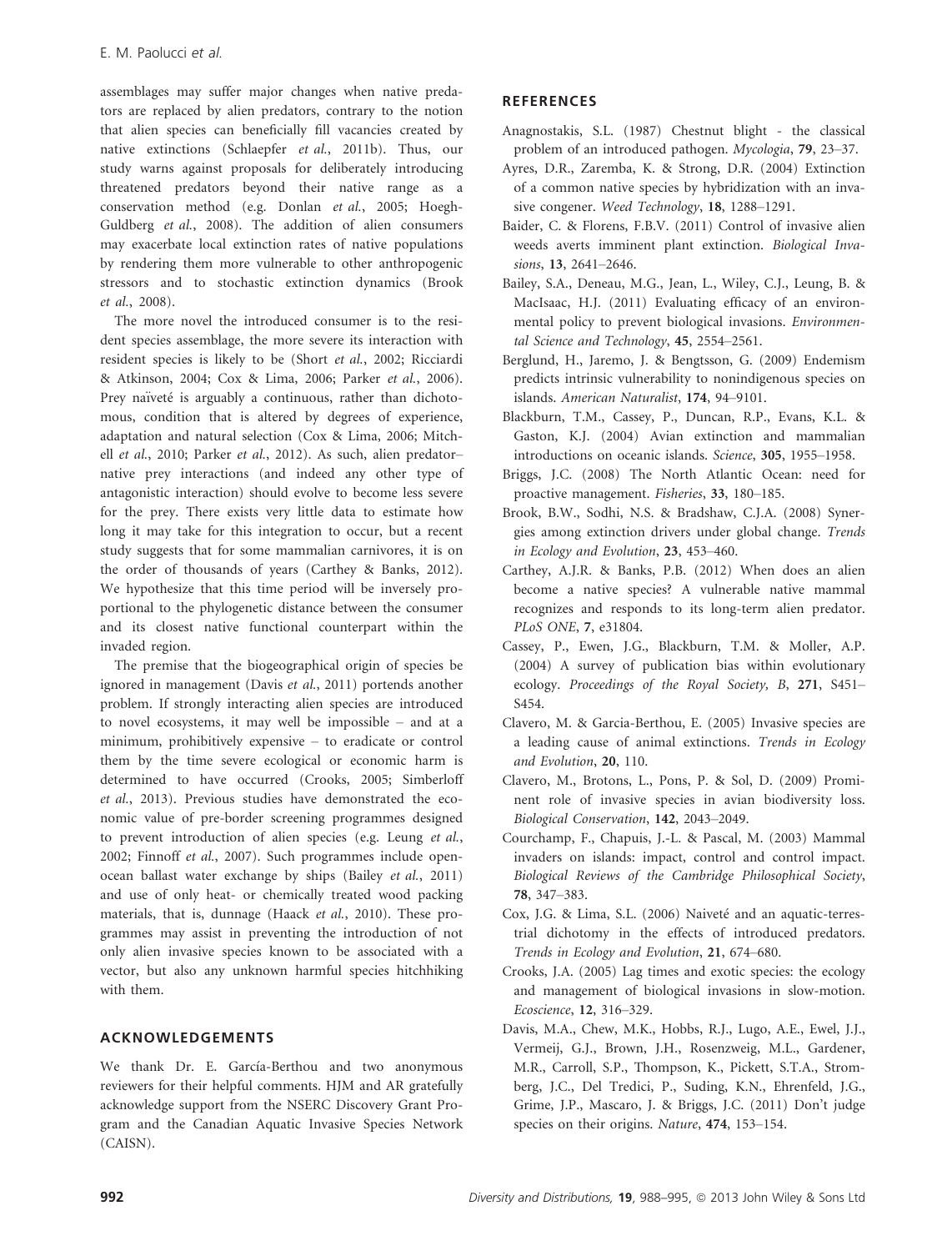assemblages may suffer major changes when native predators are replaced by alien predators, contrary to the notion that alien species can beneficially fill vacancies created by native extinctions (Schlaepfer *et al.*, 2011b). Thus, our study warns against proposals for deliberately introducing threatened predators beyond their native range as a conservation method (e.g. Donlan *et al.*, 2005; Hoegh-Guldberg *et al.*, 2008). The addition of alien consumers may exacerbate local extinction rates of native populations by rendering them more vulnerable to other anthropogenic stressors and to stochastic extinction dynamics (Brook *et al.*, 2008).

The more novel the introduced consumer is to the resident species assemblage, the more severe its interaction with resident species is likely to be (Short *et al.*, 2002; Ricciardi & Atkinson, 2004; Cox & Lima, 2006; Parker *et al.*, 2006). Prey naïveté is arguably a continuous, rather than dichotomous, condition that is altered by degrees of experience, adaptation and natural selection (Cox & Lima, 2006; Mitchell *et al.*, 2010; Parker *et al.*, 2012). As such, alien predator–native prey interactions (and indeed any other type of antagonistic interaction) should evolve to become less severe for the prey. There exists very little data to estimate how long it may take for this integration to occur, but a recent study suggests that for some mammalian carnivores, it is on the order of thousands of years (Carthey & Banks, 2012). We hypothesize that this time period will be inversely proportional to the phylogenetic distance between the consumer and its closest native functional counterpart within the invaded region.

The premise that the biogeographical origin of species be ignored in management (Davis *et al.*, 2011) portends another problem. If strongly interacting alien species are introduced to novel ecosystems, it may well be impossible – and at a minimum, prohibitively expensive – to eradicate or control them by the time severe ecological or economic harm is determined to have occurred (Crooks, 2005; Simberloff *et al.*, 2013). Previous studies have demonstrated the economic value of pre-border screening programmes designed to prevent introduction of alien species (e.g. Leung *et al.*, 2002; Finnoff *et al.*, 2007). Such programmes include open-ocean ballast water exchange by ships (Bailey *et al.*, 2011) and use of only heat- or chemically treated wood packing materials, that is, dunnage (Haack *et al.*, 2010). These programmes may assist in preventing the introduction of not only alien invasive species known to be associated with a vector, but also any unknown harmful species hitchhiking with them.

## ACKNOWLEDGEMENTS

We thank Dr. E. García-Berthou and two anonymous reviewers for their helpful comments. HJM and AR gratefully acknowledge support from the NSERC Discovery Grant Program and the Canadian Aquatic Invasive Species Network (CAISN).

## REFERENCES

Anagnostakis, S.L. (1987) Chestnut blight - the classical problem of an introduced pathogen. *Mycologia*, **79**, 23–37.

Ayres, D.R., Zaremba, K. & Strong, D.R. (2004) Extinction of a common native species by hybridization with an invasive congener. *Weed Technology*, **18**, 1288–1291.

Baider, C. & Florens, F.B.V. (2011) Control of invasive alien weeds averts imminent plant extinction. *Biological Invasions*, **13**, 2641–2646.

Bailey, S.A., Deneau, M.G., Jean, L., Wiley, C.J., Leung, B. & MacIsaac, H.J. (2011) Evaluating efficacy of an environmental policy to prevent biological invasions. *Environmental Science and Technology*, **45**, 2554–2561.

Berglund, H., Jaremo, J. & Bengtsson, G. (2009) Endemism predicts intrinsic vulnerability to nonindigenous species on islands. *American Naturalist*, **174**, 94–9101.

Blackburn, T.M., Cassey, P., Duncan, R.P., Evans, K.L. & Gaston, K.J. (2004) Avian extinction and mammalian introductions on oceanic islands. *Science*, **305**, 1955–1958.

Briggs, J.C. (2008) The North Atlantic Ocean: need for proactive management. *Fisheries*, **33**, 180–185.

Brook, B.W., Sodhi, N.S. & Bradshaw, C.J.A. (2008) Synergies among extinction drivers under global change. *Trends in Ecology and Evolution*, **23**, 453–460.

Carthey, A.J.R. & Banks, P.B. (2012) When does an alien become a native species? A vulnerable native mammal recognizes and responds to its long-term alien predator. *PLoS ONE*, **7**, e31804.

Cassey, P., Ewen, J.G., Blackburn, T.M. & Moller, A.P. (2004) A survey of publication bias within evolutionary ecology. *Proceedings of the Royal Society, B*, **271**, S451–S454.

Clavero, M. & Garcia-Berthou, E. (2005) Invasive species are a leading cause of animal extinctions. *Trends in Ecology and Evolution*, **20**, 110.

Clavero, M., Brotons, L., Pons, P. & Sol, D. (2009) Prominent role of invasive species in avian biodiversity loss. *Biological Conservation*, **142**, 2043–2049.

Courchamp, F., Chapuis, J.-L. & Pascal, M. (2003) Mammal invaders on islands: impact, control and control impact. *Biological Reviews of the Cambridge Philosophical Society*, **78**, 347–383.

Cox, J.G. & Lima, S.L. (2006) Naiveté and an aquatic-terrestrial dichotomy in the effects of introduced predators. *Trends in Ecology and Evolution*, **21**, 674–680.

Crooks, J.A. (2005) Lag times and exotic species: the ecology and management of biological invasions in slow-motion. *Ecoscience*, **12**, 316–329.

Davis, M.A., Chew, M.K., Hobbs, R.J., Lugo, A.E., Ewel, J.J., Vermeij, G.J., Brown, J.H., Rosenzweig, M.L., Gardener, M.R., Carroll, S.P., Thompson, K., Pickett, S.T.A., Stromberg, J.C., Del Tredici, P., Suding, K.N., Ehrenfeld, J.G., Grime, J.P., Mascaro, J. & Briggs, J.C. (2011) Don't judge species on their origins. *Nature*, **474**, 153–154.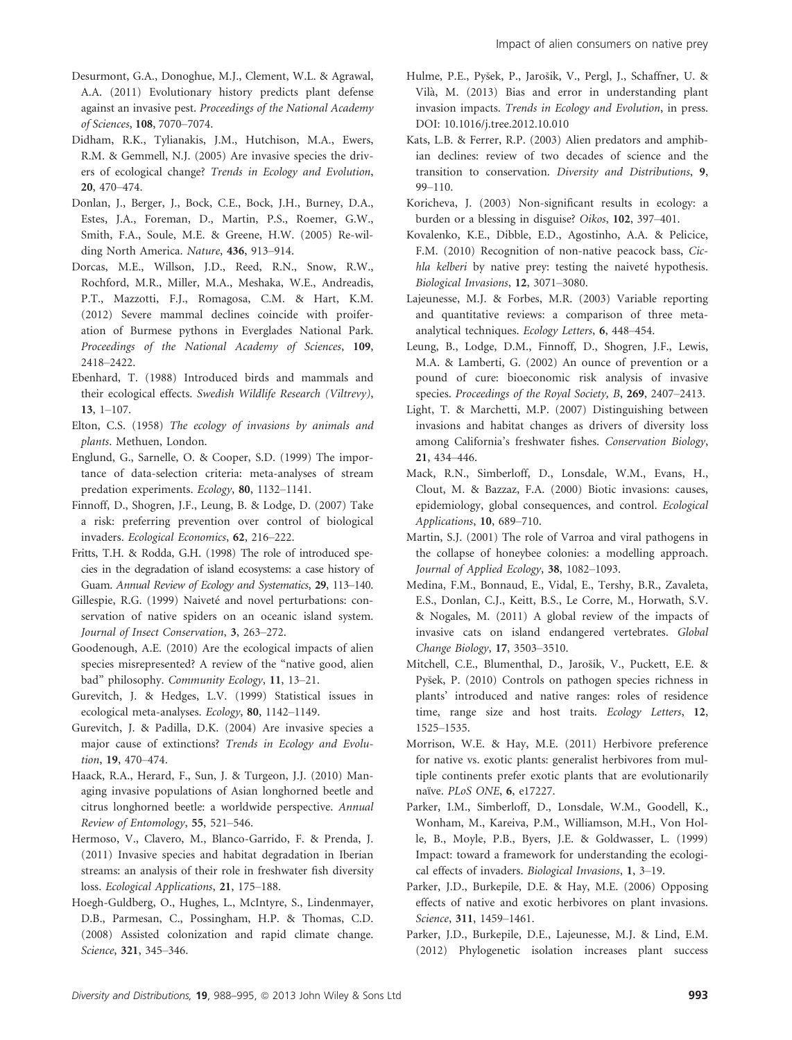Desurmont, G.A., Donoghue, M.J., Clement, W.L. & Agrawal, A.A. (2011) Evolutionary history predicts plant defense against an invasive pest. *Proceedings of the National Academy of Sciences*, **108**, 7070–7074.

Didham, R.K., Tylianakis, J.M., Hutchison, M.A., Ewers, R.M. & Gemmell, N.J. (2005) Are invasive species the drivers of ecological change? *Trends in Ecology and Evolution*, **20**, 470–474.

Donlan, J., Berger, J., Bock, C.E., Bock, J.H., Burney, D.A., Estes, J.A., Foreman, D., Martin, P.S., Roemer, G.W., Smith, F.A., Soule, M.E. & Greene, H.W. (2005) Re-wilding North America. *Nature*, **436**, 913–914.

Dorcas, M.E., Willson, J.D., Reed, R.N., Snow, R.W., Rochford, M.R., Miller, M.A., Meshaka, W.E., Andreadis, P.T., Mazzotti, F.J., Romagosa, C.M. & Hart, K.M. (2012) Severe mammal declines coincide with proiferation of Burmese pythons in Everglades National Park. *Proceedings of the National Academy of Sciences*, **109**, 2418–2422.

Ebenhard, T. (1988) Introduced birds and mammals and their ecological effects. *Swedish Wildlife Research (Viltrevy)*, **13**, 1–107.

Elton, C.S. (1958) *The ecology of invasions by animals and plants*. Methuen, London.

Englund, G., Sarnelle, O. & Cooper, S.D. (1999) The importance of data-selection criteria: meta-analyses of stream predation experiments. *Ecology*, **80**, 1132–1141.

Finnoff, D., Shogren, J.F., Leung, B. & Lodge, D. (2007) Take a risk: preferring prevention over control of biological invaders. *Ecological Economics*, **62**, 216–222.

Fritts, T.H. & Rodda, G.H. (1998) The role of introduced species in the degradation of island ecosystems: a case history of Guam. *Annual Review of Ecology and Systematics*, **29**, 113–140.

Gillespie, R.G. (1999) Naiveté and novel perturbations: conservation of native spiders on an oceanic island system. *Journal of Insect Conservation*, **3**, 263–272.

Goodenough, A.E. (2010) Are the ecological impacts of alien species misrepresented? A review of the "native good, alien bad" philosophy. *Community Ecology*, **11**, 13–21.

Gurevitch, J. & Hedges, L.V. (1999) Statistical issues in ecological meta-analyses. *Ecology*, **80**, 1142–1149.

Gurevitch, J. & Padilla, D.K. (2004) Are invasive species a major cause of extinctions? *Trends in Ecology and Evolution*, **19**, 470–474.

Haack, R.A., Herard, F., Sun, J. & Turgeon, J.J. (2010) Managing invasive populations of Asian longhorned beetle and citrus longhorned beetle: a worldwide perspective. *Annual Review of Entomology*, **55**, 521–546.

Hermoso, V., Clavero, M., Blanco-Garrido, F. & Prenda, J. (2011) Invasive species and habitat degradation in Iberian streams: an analysis of their role in freshwater fish diversity loss. *Ecological Applications*, **21**, 175–188.

Hoegh-Guldberg, O., Hughes, L., McIntyre, S., Lindenmayer, D.B., Parmesan, C., Possingham, H.P. & Thomas, C.D. (2008) Assisted colonization and rapid climate change. *Science*, **321**, 345–346.

Hulme, P.E., Pyšek, P., Jarošik, V., Pergl, J., Schaffner, U. & Vilà, M. (2013) Bias and error in understanding plant invasion impacts. *Trends in Ecology and Evolution*, in press. DOI: 10.1016/j.tree.2012.10.010

Kats, L.B. & Ferrer, R.P. (2003) Alien predators and amphibian declines: review of two decades of science and the transition to conservation. *Diversity and Distributions*, **9**, 99–110.

Koricheva, J. (2003) Non-significant results in ecology: a burden or a blessing in disguise? *Oikos*, **102**, 397–401.

Kovalenko, K.E., Dibble, E.D., Agostinho, A.A. & Pelicice, F.M. (2010) Recognition of non-native peacock bass, *Cichla kelberi* by native prey: testing the naiveté hypothesis. *Biological Invasions*, **12**, 3071–3080.

Lajeunesse, M.J. & Forbes, M.R. (2003) Variable reporting and quantitative reviews: a comparison of three meta-analytical techniques. *Ecology Letters*, **6**, 448–454.

Leung, B., Lodge, D.M., Finnoff, D., Shogren, J.F., Lewis, M.A. & Lamberti, G. (2002) An ounce of prevention or a pound of cure: bioeconomic risk analysis of invasive species. *Proceedings of the Royal Society, B*, **269**, 2407–2413.

Light, T. & Marchetti, M.P. (2007) Distinguishing between invasions and habitat changes as drivers of diversity loss among California's freshwater fishes. *Conservation Biology*, **21**, 434–446.

Mack, R.N., Simberloff, D., Lonsdale, W.M., Evans, H., Clout, M. & Bazzaz, F.A. (2000) Biotic invasions: causes, epidemiology, global consequences, and control. *Ecological Applications*, **10**, 689–710.

Martin, S.J. (2001) The role of Varroa and viral pathogens in the collapse of honeybee colonies: a modelling approach. *Journal of Applied Ecology*, **38**, 1082–1093.

Medina, F.M., Bonnaud, E., Vidal, E., Tershy, B.R., Zavaleta, E.S., Donlan, C.J., Keitt, B.S., Le Corre, M., Horwath, S.V. & Nogales, M. (2011) A global review of the impacts of invasive cats on island endangered vertebrates. *Global Change Biology*, **17**, 3503–3510.

Mitchell, C.E., Blumenthal, D., Jarošik, V., Puckett, E.E. & Pyšek, P. (2010) Controls on pathogen species richness in plants' introduced and native ranges: roles of residence time, range size and host traits. *Ecology Letters*, **12**, 1525–1535.

Morrison, W.E. & Hay, M.E. (2011) Herbivore preference for native vs. exotic plants: generalist herbivores from multiple continents prefer exotic plants that are evolutionarily naïve. *PLoS ONE*, **6**, e17227.

Parker, I.M., Simberloff, D., Lonsdale, W.M., Goodell, K., Wonham, M., Kareiva, P.M., Williamson, M.H., Von Holle, B., Moyle, P.B., Byers, J.E. & Goldwasser, L. (1999) Impact: toward a framework for understanding the ecological effects of invaders. *Biological Invasions*, **1**, 3–19.

Parker, J.D., Burkepile, D.E. & Hay, M.E. (2006) Opposing effects of native and exotic herbivores on plant invasions. *Science*, **311**, 1459–1461.

Parker, J.D., Burkepile, D.E., Lajeunesse, M.J. & Lind, E.M. (2012) Phylogenetic isolation increases plant success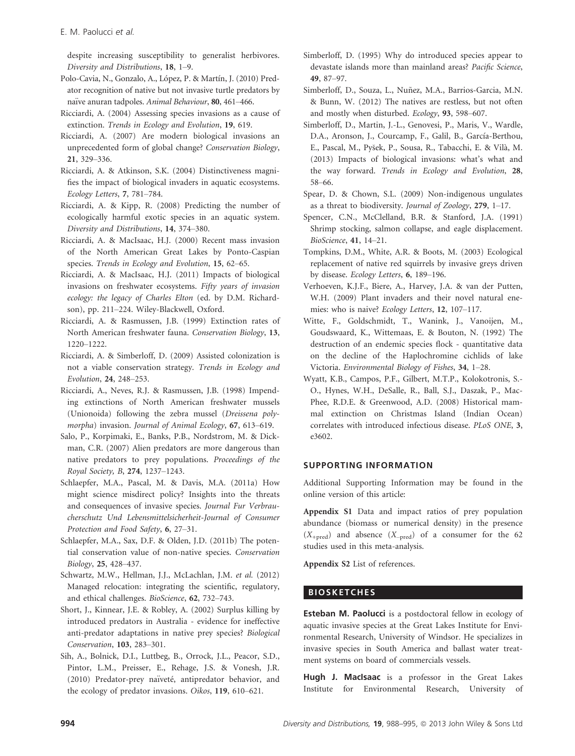despite increasing susceptibility to generalist herbivores. *Diversity and Distributions*, **18**, 1–9.

Polo-Cavia, N., Gonzalo, A., López, P. & Martín, J. (2010) Predator recognition of native but not invasive turtle predators by naïve anuran tadpoles. *Animal Behaviour*, **80**, 461–466.

Ricciardi, A. (2004) Assessing species invasions as a cause of extinction. *Trends in Ecology and Evolution*, **19**, 619.

Ricciardi, A. (2007) Are modern biological invasions an unprecedented form of global change? *Conservation Biology*, **21**, 329–336.

Ricciardi, A. & Atkinson, S.K. (2004) Distinctiveness magnifies the impact of biological invaders in aquatic ecosystems. *Ecology Letters*, **7**, 781–784.

Ricciardi, A. & Kipp, R. (2008) Predicting the number of ecologically harmful exotic species in an aquatic system. *Diversity and Distributions*, **14**, 374–380.

Ricciardi, A. & MacIsaac, H.J. (2000) Recent mass invasion of the North American Great Lakes by Ponto-Caspian species. *Trends in Ecology and Evolution*, **15**, 62–65.

Ricciardi, A. & MacIsaac, H.J. (2011) Impacts of biological invasions on freshwater ecosystems. *Fifty years of invasion ecology: the legacy of Charles Elton* (ed. by D.M. Richardson), pp. 211–224. Wiley-Blackwell, Oxford.

Ricciardi, A. & Rasmussen, J.B. (1999) Extinction rates of North American freshwater fauna. *Conservation Biology*, **13**, 1220–1222.

Ricciardi, A. & Simberloff, D. (2009) Assisted colonization is not a viable conservation strategy. *Trends in Ecology and Evolution*, **24**, 248–253.

Ricciardi, A., Neves, R.J. & Rasmussen, J.B. (1998) Impending extinctions of North American freshwater mussels (Unionoida) following the zebra mussel (*Dreissena polymorpha*) invasion. *Journal of Animal Ecology*, **67**, 613–619.

Salo, P., Korpimaki, E., Banks, P.B., Nordstrom, M. & Dickman, C.R. (2007) Alien predators are more dangerous than native predators to prey populations. *Proceedings of the Royal Society, B*, **274**, 1237–1243.

Schlaepfer, M.A., Pascal, M. & Davis, M.A. (2011a) How might science misdirect policy? Insights into the threats and consequences of invasive species. *Journal Fur Verbraucherschutz Und Lebensmittelsicherheit-Journal of Consumer Protection and Food Safety*, **6**, 27–31.

Schlaepfer, M.A., Sax, D.F. & Olden, J.D. (2011b) The potential conservation value of non-native species. *Conservation Biology*, **25**, 428–437.

Schwartz, M.W., Hellman, J.J., McLachlan, J.M. *et al.* (2012) Managed relocation: integrating the scientific, regulatory, and ethical challenges. *BioScience*, **62**, 732–743.

Short, J., Kinnear, J.E. & Robley, A. (2002) Surplus killing by introduced predators in Australia - evidence for ineffective anti-predator adaptations in native prey species? *Biological Conservation*, **103**, 283–301.

Sih, A., Bolnick, D.I., Luttbeg, B., Orrock, J.L., Peacor, S.D., Pintor, L.M., Preisser, E., Rehage, J.S. & Vonesh, J.R. (2010) Predator-prey naïveté, antipredator behavior, and the ecology of predator invasions. *Oikos*, **119**, 610–621.

Simberloff, D. (1995) Why do introduced species appear to devastate islands more than mainland areas? *Pacific Science*, **49**, 87–97.

Simberloff, D., Souza, L., Nuñez, M.A., Barrios-Garcia, M.N. & Bunn, W. (2012) The natives are restless, but not often and mostly when disturbed. *Ecology*, **93**, 598–607.

Simberloff, D., Martin, J.-L., Genovesi, P., Maris, V., Wardle, D.A., Aronson, J., Courcamp, F., Galil, B., García-Berthou, E., Pascal, M., Pyšek, P., Sousa, R., Tabacchi, E. & Vilà, M. (2013) Impacts of biological invasions: what's what and the way forward. *Trends in Ecology and Evolution*, **28**, 58–66.

Spear, D. & Chown, S.L. (2009) Non-indigenous ungulates as a threat to biodiversity. *Journal of Zoology*, **279**, 1–17.

Spencer, C.N., McClelland, B.R. & Stanford, J.A. (1991) Shrimp stocking, salmon collapse, and eagle displacement. *BioScience*, **41**, 14–21.

Tompkins, D.M., White, A.R. & Boots, M. (2003) Ecological replacement of native red squirrels by invasive greys driven by disease. *Ecology Letters*, **6**, 189–196.

Verhoeven, K.J.F., Biere, A., Harvey, J.A. & van der Putten, W.H. (2009) Plant invaders and their novel natural enemies: who is naive? *Ecology Letters*, **12**, 107–117.

Witte, F., Goldschmidt, T., Wanink, J., Vanoijen, M., Goudswaard, K., Wittemaas, E. & Bouton, N. (1992) The destruction of an endemic species flock - quantitative data on the decline of the Haplochromine cichlids of lake Victoria. *Environmental Biology of Fishes*, **34**, 1–28.

Wyatt, K.B., Campos, P.F., Gilbert, M.T.P., Kolokotronis, S.-O., Hynes, W.H., DeSalle, R., Ball, S.J., Daszak, P., MacPhee, R.D.E. & Greenwood, A.D. (2008) Historical mammal extinction on Christmas Island (Indian Ocean) correlates with introduced infectious disease. *PLoS ONE*, **3**, e3602.

## SUPPORTING INFORMATION

Additional Supporting Information may be found in the online version of this article:

**Appendix S1** Data and impact ratios of prey population abundance (biomass or numerical density) in the presence ($X_{+\text{pred}}$) and absence ($X_{-\text{pred}}$) of a consumer for the 62 studies used in this meta-analysis.

**Appendix S2** List of references.

## BIOSKETCHES

**Esteban M. Paolucci** is a postdoctoral fellow in ecology of aquatic invasive species at the Great Lakes Institute for Environmental Research, University of Windsor. He specializes in invasive species in South America and ballast water treatment systems on board of commercials vessels.

**Hugh J. MacIsaac** is a professor in the Great Lakes Institute for Environmental Research, University of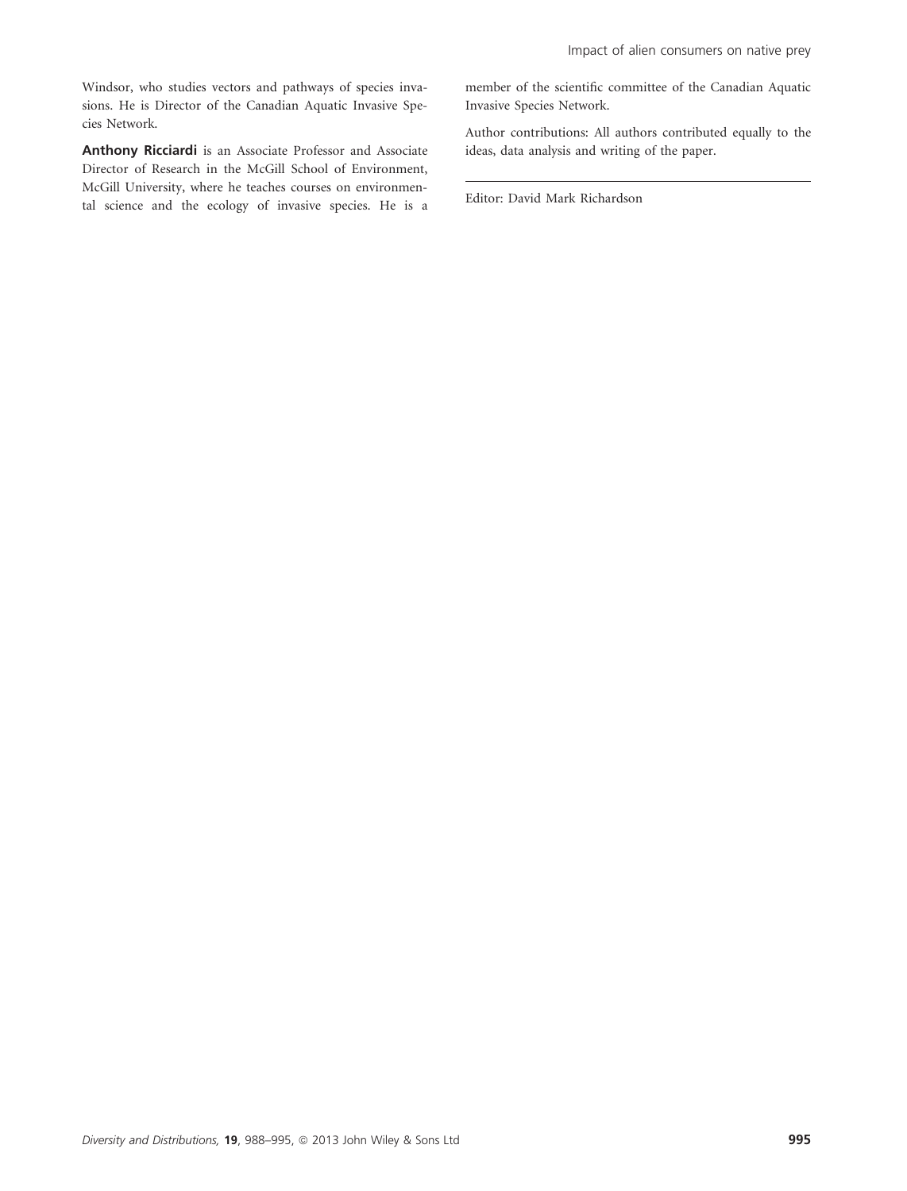Windsor, who studies vectors and pathways of species invasions. He is Director of the Canadian Aquatic Invasive Species Network.

**Anthony Ricciardi** is an Associate Professor and Associate Director of Research in the McGill School of Environment, McGill University, where he teaches courses on environmental science and the ecology of invasive species. He is a member of the scientific committee of the Canadian Aquatic Invasive Species Network.

Author contributions: All authors contributed equally to the ideas, data analysis and writing of the paper.

---

Editor: David Mark Richardson